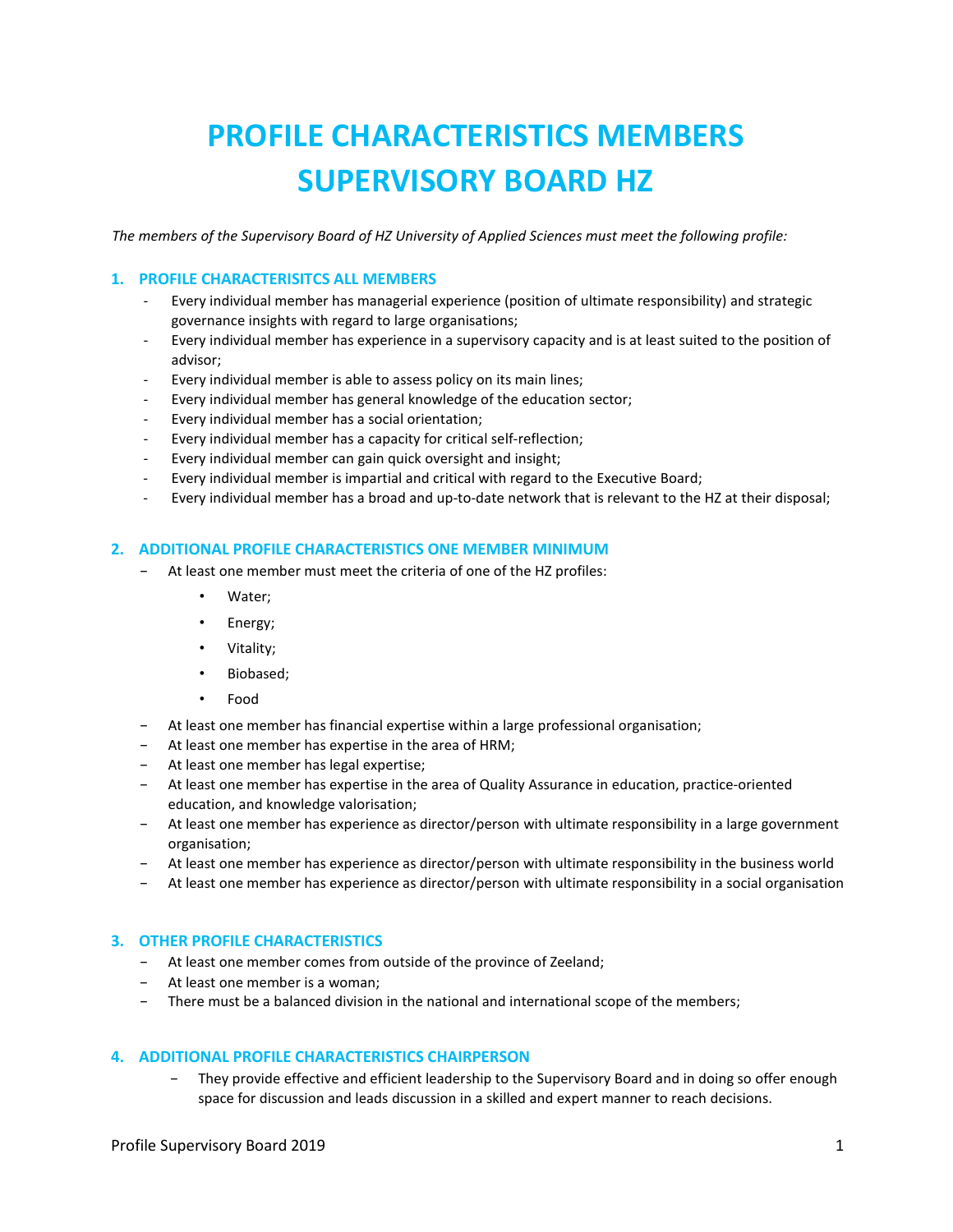# PROFILE CHARACTERISTICS MEMBERS SUPERVISORY BOARD HZ

*The members of the Supervisory Board of HZ University of Applied Sciences must meet the following profile:*

## 1. PROFILE CHARACTERISITCS ALL MEMBERS

- Every individual member has managerial experience (position of ultimate responsibility) and strategic governance insights with regard to large organisations;
- Every individual member has experience in a supervisory capacity and is at least suited to the position of advisor;
- Every individual member is able to assess policy on its main lines;
- Every individual member has general knowledge of the education sector;
- Every individual member has a social orientation;
- Every individual member has a capacity for critical self-reflection;
- Every individual member can gain quick oversight and insight;
- Every individual member is impartial and critical with regard to the Executive Board;
- Every individual member has a broad and up-to-date network that is relevant to the HZ at their disposal;

## 2. ADDITIONAL PROFILE CHARACTERISTICS ONE MEMBER MINIMUM

- At least one member must meet the criteria of one of the HZ profiles:
  - Water;
  - Energy;
  - Vitality;
  - Biobased;
  - Food
- At least one member has financial expertise within a large professional organisation;
- At least one member has expertise in the area of HRM;
- At least one member has legal expertise;
- At least one member has expertise in the area of Quality Assurance in education, practice-oriented education, and knowledge valorisation;
- At least one member has experience as director/person with ultimate responsibility in a large government organisation;
- At least one member has experience as director/person with ultimate responsibility in the business world
- At least one member has experience as director/person with ultimate responsibility in a social organisation

## 3. OTHER PROFILE CHARACTERISTICS

- At least one member comes from outside of the province of Zeeland;
- At least one member is a woman;
- There must be a balanced division in the national and international scope of the members;

## 4. ADDITIONAL PROFILE CHARACTERISTICS CHAIRPERSON

- They provide effective and efficient leadership to the Supervisory Board and in doing so offer enough space for discussion and leads discussion in a skilled and expert manner to reach decisions.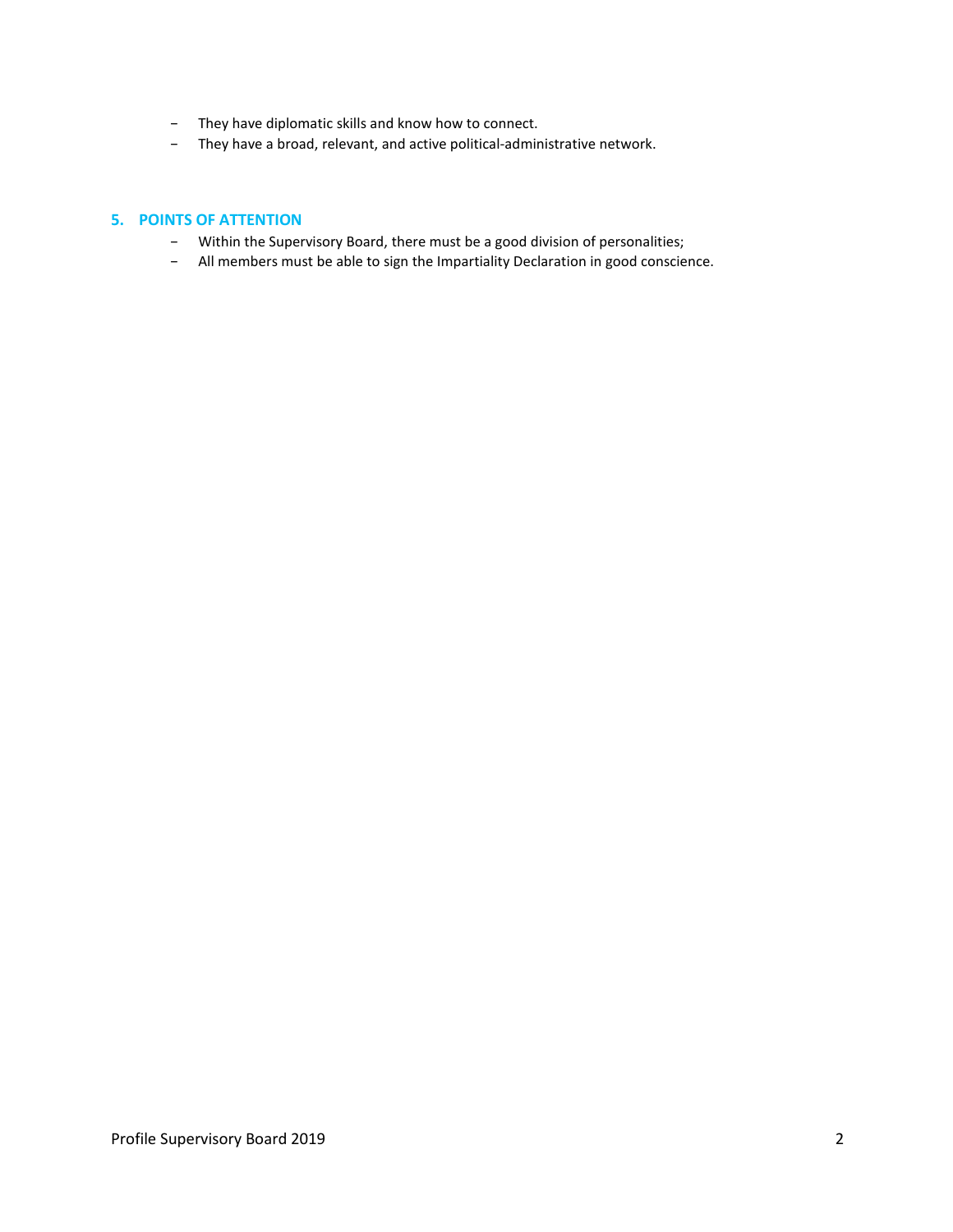- They have diplomatic skills and know how to connect.
- They have a broad, relevant, and active political-administrative network.

## 5. POINTS OF ATTENTION

- Within the Supervisory Board, there must be a good division of personalities;
- All members must be able to sign the Impartiality Declaration in good conscience.